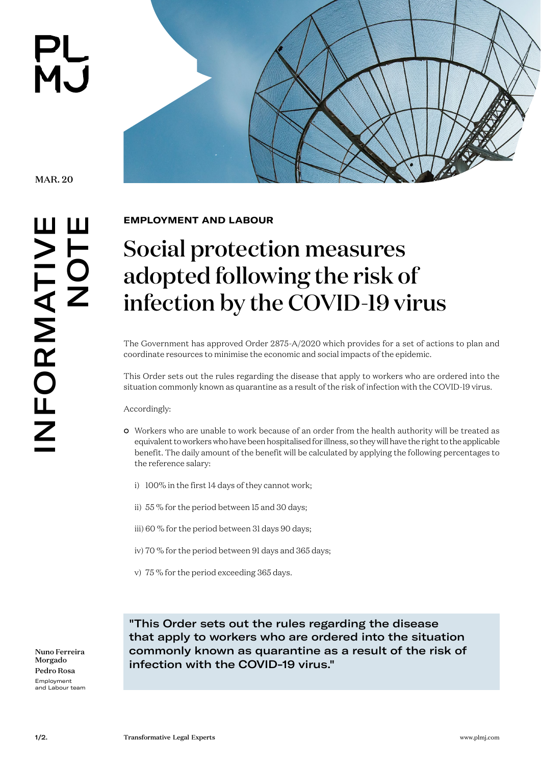PLMJ

MAR. 20

INFORMATIVE NOTE

**EMPLOYMENT AND LABOUR**

# Social protection measures adopted following the risk of infection by the COVID-19 virus

The Government has approved Order 2875-A/2020 which provides for a set of actions to plan and coordinate resources to minimise the economic and social impacts of the epidemic.

This Order sets out the rules regarding the disease that apply to workers who are ordered into the situation commonly known as quarantine as a result of the risk of infection with the COVID-19 virus.

Accordingly:

- Workers who are unable to work because of an order from the health authority will be treated as equivalent to workers who have been hospitalised for illness, so they will have the right to the applicable benefit. The daily amount of the benefit will be calculated by applying the following percentages to the reference salary:

  i) 100% in the first 14 days of they cannot work;

  ii) 55 % for the period between 15 and 30 days;

  iii) 60 % for the period between 31 days 90 days;

  iv) 70 % for the period between 91 days and 365 days;

  v) 75 % for the period exceeding 365 days.

> "This Order sets out the rules regarding the disease that apply to workers who are ordered into the situation commonly known as quarantine as a result of the risk of infection with the COVID-19 virus."

Nuno Ferreira Morgado
Pedro Rosa
Employment and Labour team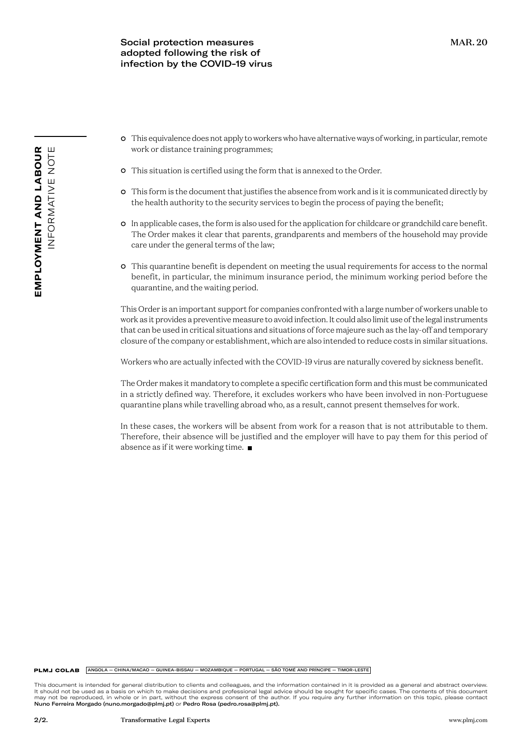- This equivalence does not apply to workers who have alternative ways of working, in particular, remote work or distance training programmes;
- This situation is certified using the form that is annexed to the Order.
- This form is the document that justifies the absence from work and is it is communicated directly by the health authority to the security services to begin the process of paying the benefit;
- In applicable cases, the form is also used for the application for childcare or grandchild care benefit. The Order makes it clear that parents, grandparents and members of the household may provide care under the general terms of the law;
- This quarantine benefit is dependent on meeting the usual requirements for access to the normal benefit, in particular, the minimum insurance period, the minimum working period before the quarantine, and the waiting period.

This Order is an important support for companies confronted with a large number of workers unable to work as it provides a preventive measure to avoid infection. It could also limit use of the legal instruments that can be used in critical situations and situations of force majeure such as the lay-off and temporary closure of the company or establishment, which are also intended to reduce costs in similar situations.

Workers who are actually infected with the COVID-19 virus are naturally covered by sickness benefit.

The Order makes it mandatory to complete a specific certification form and this must be communicated in a strictly defined way. Therefore, it excludes workers who have been involved in non-Portuguese quarantine plans while travelling abroad who, as a result, cannot present themselves for work.

In these cases, the workers will be absent from work for a reason that is not attributable to them. Therefore, their absence will be justified and the employer will have to pay them for this period of absence as if it were working time. ■

**PLMJ COLAB** ANGOLA — CHINA/MACAO — GUINEA-BISSAU — MOZAMBIQUE — PORTUGAL — SÃO TOMÉ AND PRÍNCIPE — TIMOR-LESTE

This document is intended for general distribution to clients and colleagues, and the information contained in it is provided as a general and abstract overview. It should not be used as a basis on which to make decisions and professional legal advice should be sought for specific cases. The contents of this document may not be reproduced, in whole or in part, without the express consent of the author. If you require any further information on this topic, please contact **Nuno Ferreira Morgado (nuno.morgado@plmj.pt)** or **Pedro Rosa (pedro.rosa@plmj.pt).**